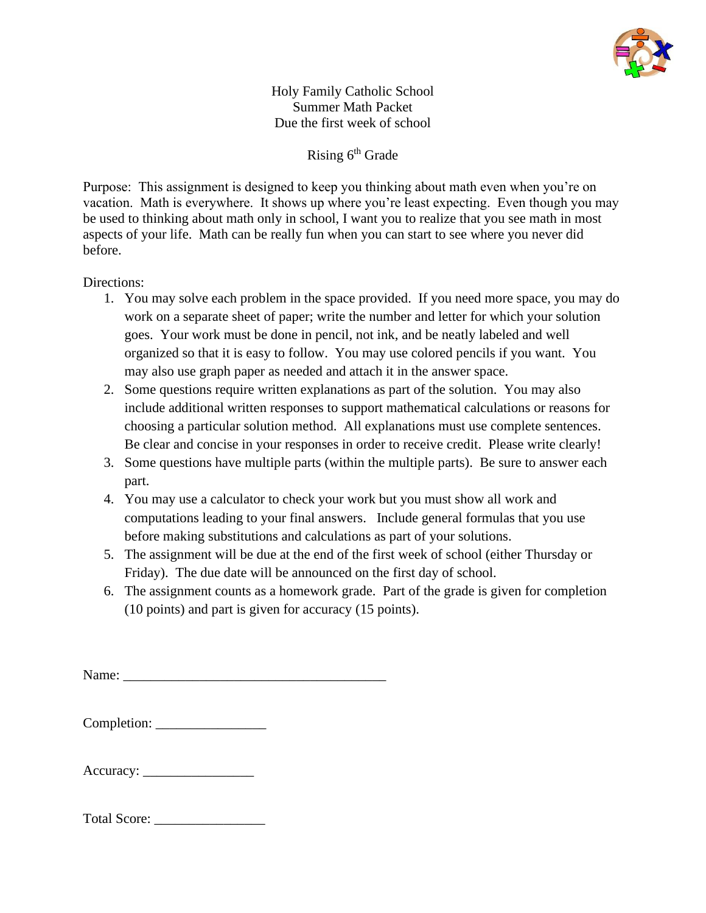Holy Family Catholic School
Summer Math Packet
Due the first week of school

Rising 6th Grade

Purpose: This assignment is designed to keep you thinking about math even when you're on vacation. Math is everywhere. It shows up where you're least expecting. Even though you may be used to thinking about math only in school, I want you to realize that you see math in most aspects of your life. Math can be really fun when you can start to see where you never did before.

Directions:

1. You may solve each problem in the space provided. If you need more space, you may do work on a separate sheet of paper; write the number and letter for which your solution goes. Your work must be done in pencil, not ink, and be neatly labeled and well organized so that it is easy to follow. You may use colored pencils if you want. You may also use graph paper as needed and attach it in the answer space.
2. Some questions require written explanations as part of the solution. You may also include additional written responses to support mathematical calculations or reasons for choosing a particular solution method. All explanations must use complete sentences. Be clear and concise in your responses in order to receive credit. Please write clearly!
3. Some questions have multiple parts (within the multiple parts). Be sure to answer each part.
4. You may use a calculator to check your work but you must show all work and computations leading to your final answers. Include general formulas that you use before making substitutions and calculations as part of your solutions.
5. The assignment will be due at the end of the first week of school (either Thursday or Friday). The due date will be announced on the first day of school.
6. The assignment counts as a homework grade. Part of the grade is given for completion (10 points) and part is given for accuracy (15 points).

Name: ______________________________________

Completion: ________________

Accuracy: ________________

Total Score: ________________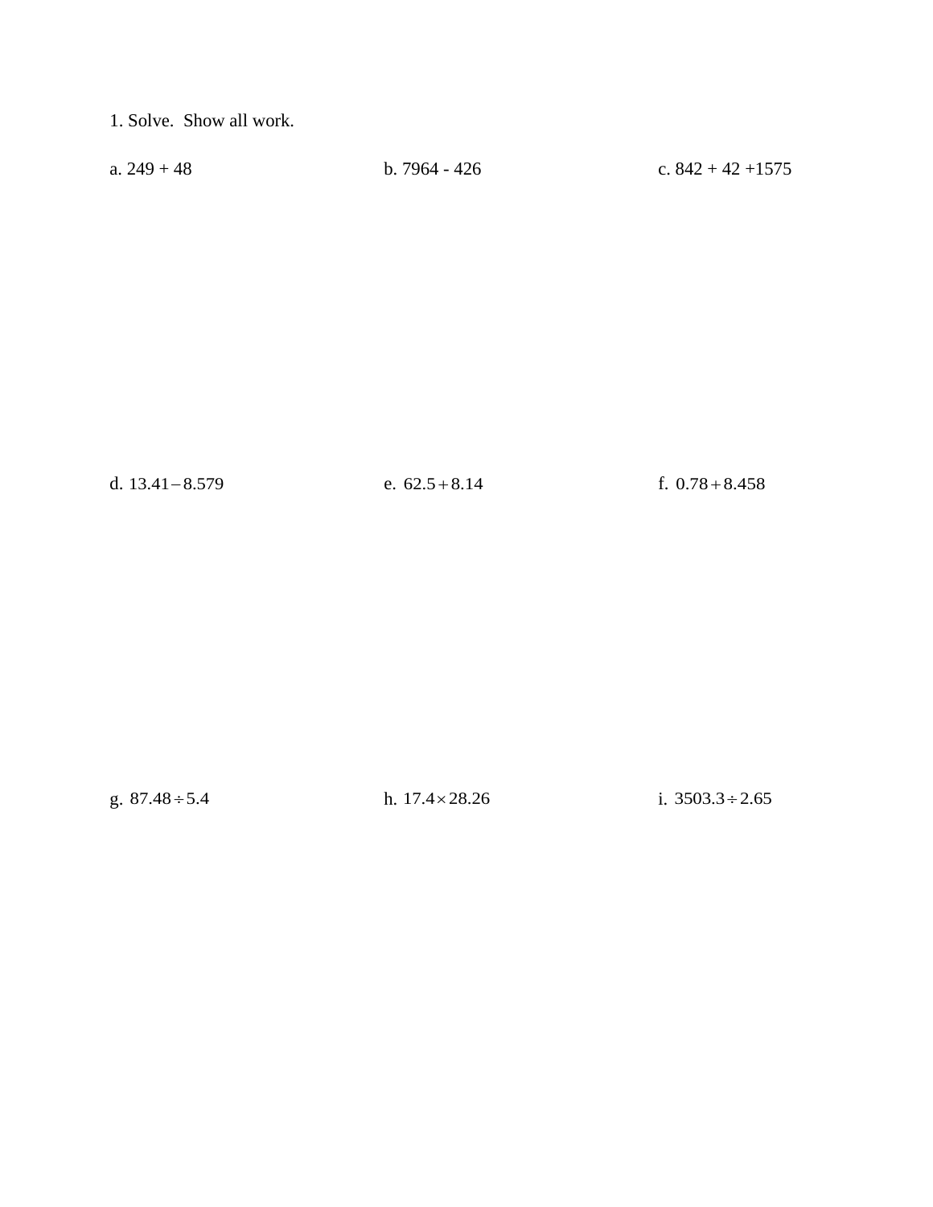1. Solve. Show all work.

a. 249 + 48

b. 7964 - 426

c. 842 + 42 +1575

d. $13.41 - 8.579$

e. $62.5 + 8.14$

f. $0.78 + 8.458$

g. $87.48 \div 5.4$

h. $17.4 \times 28.26$

i. $3503.3 \div 2.65$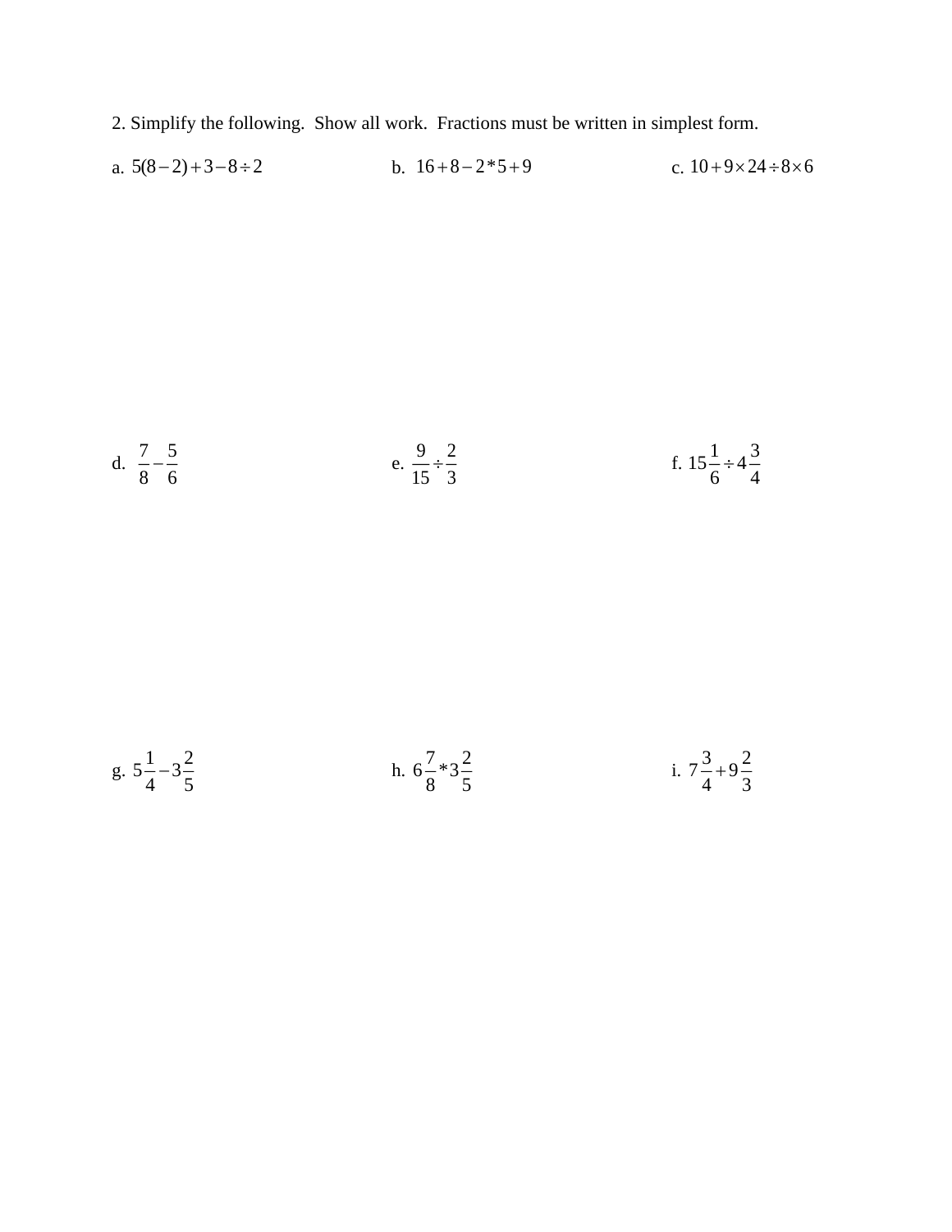2. Simplify the following. Show all work. Fractions must be written in simplest form.

a. $5(8-2)+3-8\div 2$

b. $16+8-2*5+9$

c. $10+9\times 24\div 8\times 6$

d. $\frac{7}{8}-\frac{5}{6}$

e. $\frac{9}{15}\div\frac{2}{3}$

f. $15\frac{1}{6}\div 4\frac{3}{4}$

g. $5\frac{1}{4}-3\frac{2}{5}$

h. $6\frac{7}{8}*3\frac{2}{5}$

i. $7\frac{3}{4}+9\frac{2}{3}$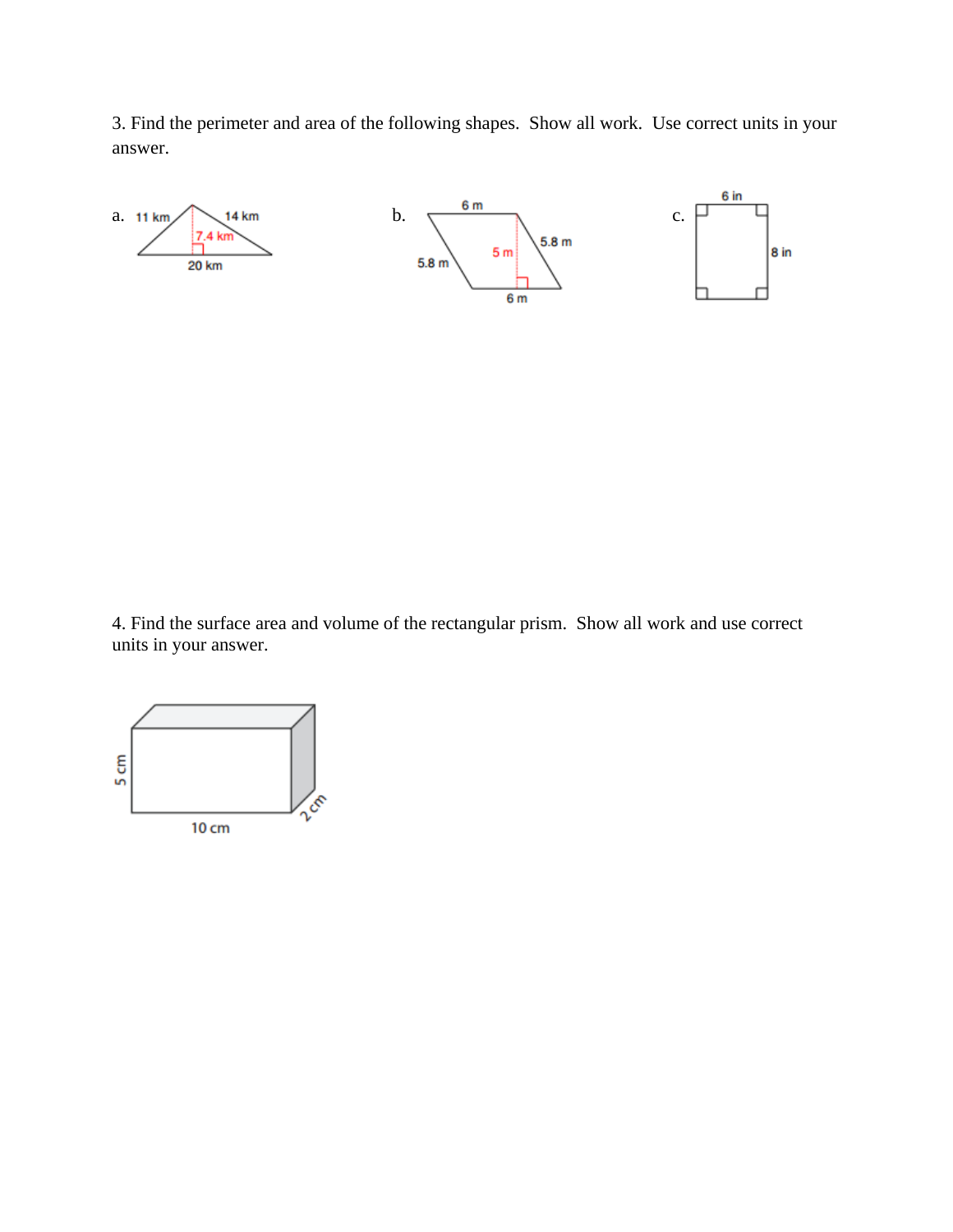3. Find the perimeter and area of the following shapes. Show all work. Use correct units in your answer.

a. 11 km, 14 km, 7.4 km, 20 km

b. 6 m, 5.8 m, 5 m, 5.8 m, 6 m

c. 6 in, 8 in

4. Find the surface area and volume of the rectangular prism. Show all work and use correct units in your answer.

5 cm, 10 cm, 2 cm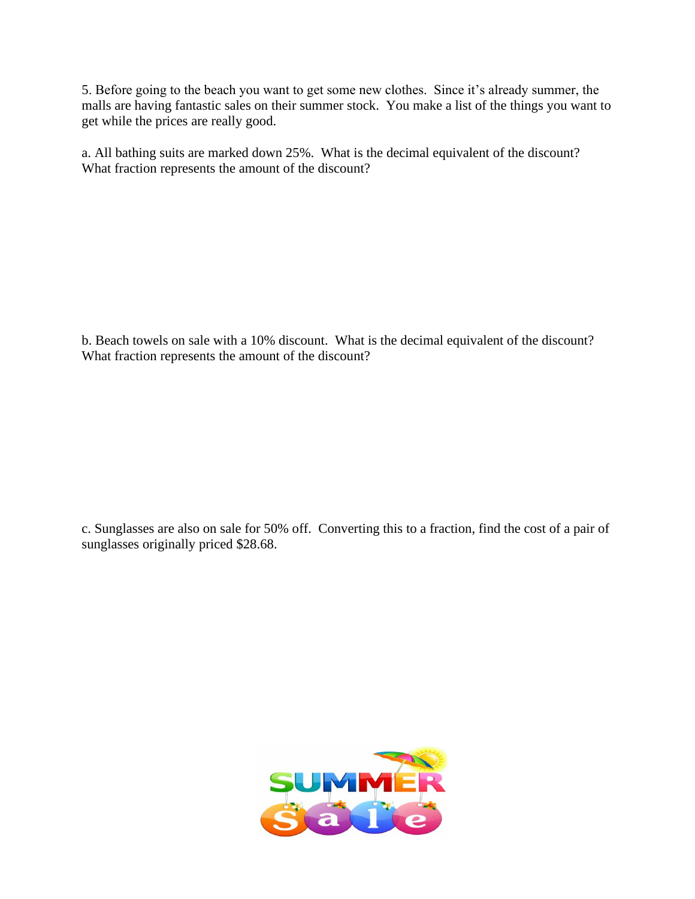5. Before going to the beach you want to get some new clothes. Since it's already summer, the malls are having fantastic sales on their summer stock. You make a list of the things you want to get while the prices are really good.

a. All bathing suits are marked down 25%. What is the decimal equivalent of the discount? What fraction represents the amount of the discount?

b. Beach towels on sale with a 10% discount. What is the decimal equivalent of the discount? What fraction represents the amount of the discount?

c. Sunglasses are also on sale for 50% off. Converting this to a fraction, find the cost of a pair of sunglasses originally priced $28.68.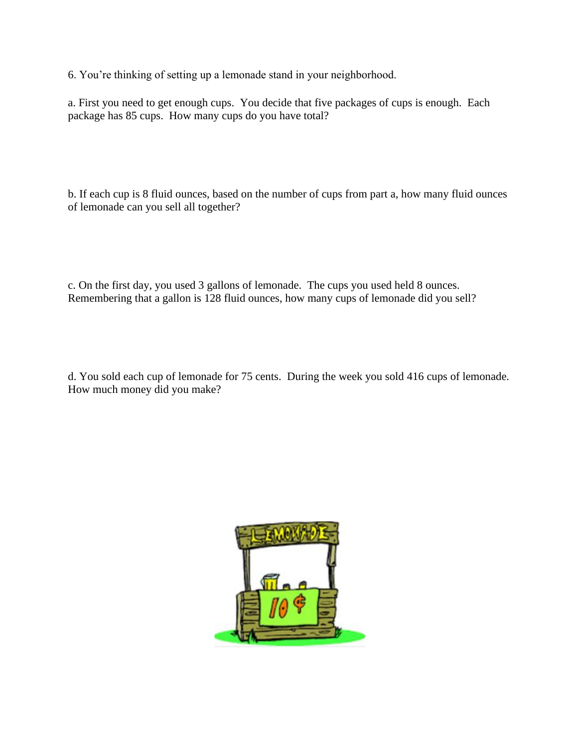6. You're thinking of setting up a lemonade stand in your neighborhood.

a. First you need to get enough cups. You decide that five packages of cups is enough. Each package has 85 cups. How many cups do you have total?

b. If each cup is 8 fluid ounces, based on the number of cups from part a, how many fluid ounces of lemonade can you sell all together?

c. On the first day, you used 3 gallons of lemonade. The cups you used held 8 ounces. Remembering that a gallon is 128 fluid ounces, how many cups of lemonade did you sell?

d. You sold each cup of lemonade for 75 cents. During the week you sold 416 cups of lemonade. How much money did you make?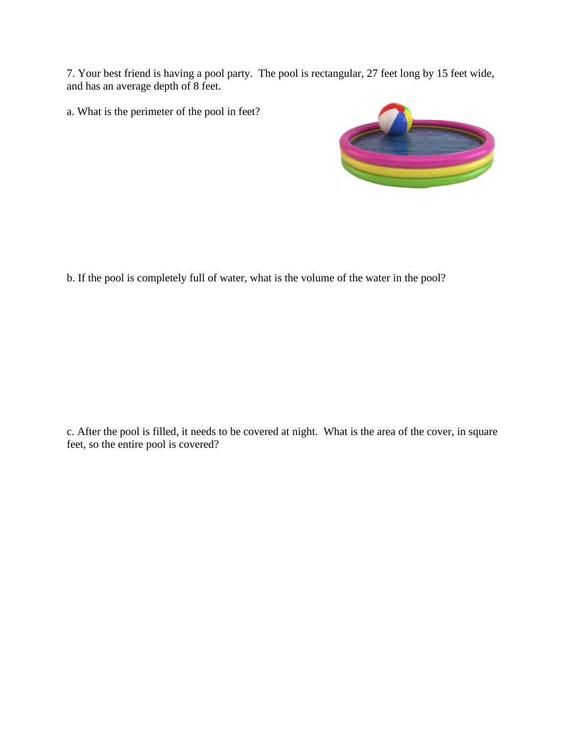7. Your best friend is having a pool party. The pool is rectangular, 27 feet long by 15 feet wide, and has an average depth of 8 feet.

a. What is the perimeter of the pool in feet?

b. If the pool is completely full of water, what is the volume of the water in the pool?

c. After the pool is filled, it needs to be covered at night. What is the area of the cover, in square feet, so the entire pool is covered?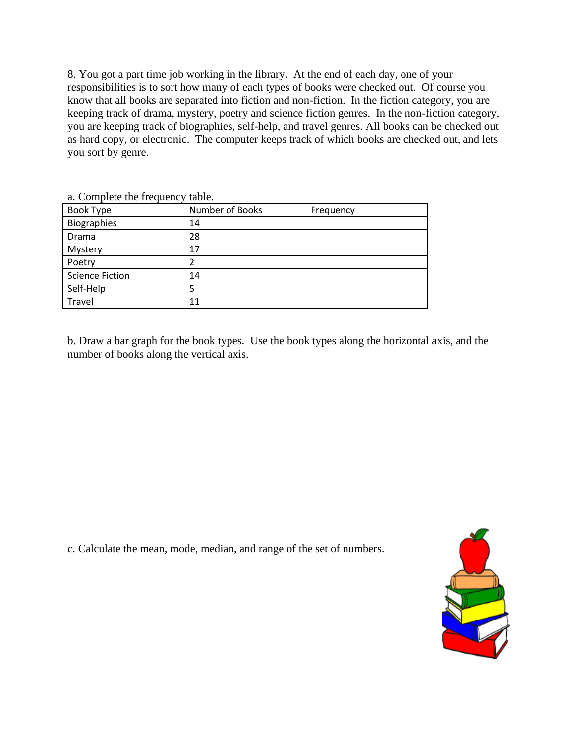8. You got a part time job working in the library. At the end of each day, one of your responsibilities is to sort how many of each types of books were checked out. Of course you know that all books are separated into fiction and non-fiction. In the fiction category, you are keeping track of drama, mystery, poetry and science fiction genres. In the non-fiction category, you are keeping track of biographies, self-help, and travel genres. All books can be checked out as hard copy, or electronic. The computer keeps track of which books are checked out, and lets you sort by genre.

a. Complete the frequency table.

| Book Type | Number of Books | Frequency |
|---|---|---|
| Biographies | 14 | |
| Drama | 28 | |
| Mystery | 17 | |
| Poetry | 2 | |
| Science Fiction | 14 | |
| Self-Help | 5 | |
| Travel | 11 | |

b. Draw a bar graph for the book types. Use the book types along the horizontal axis, and the number of books along the vertical axis.

c. Calculate the mean, mode, median, and range of the set of numbers.